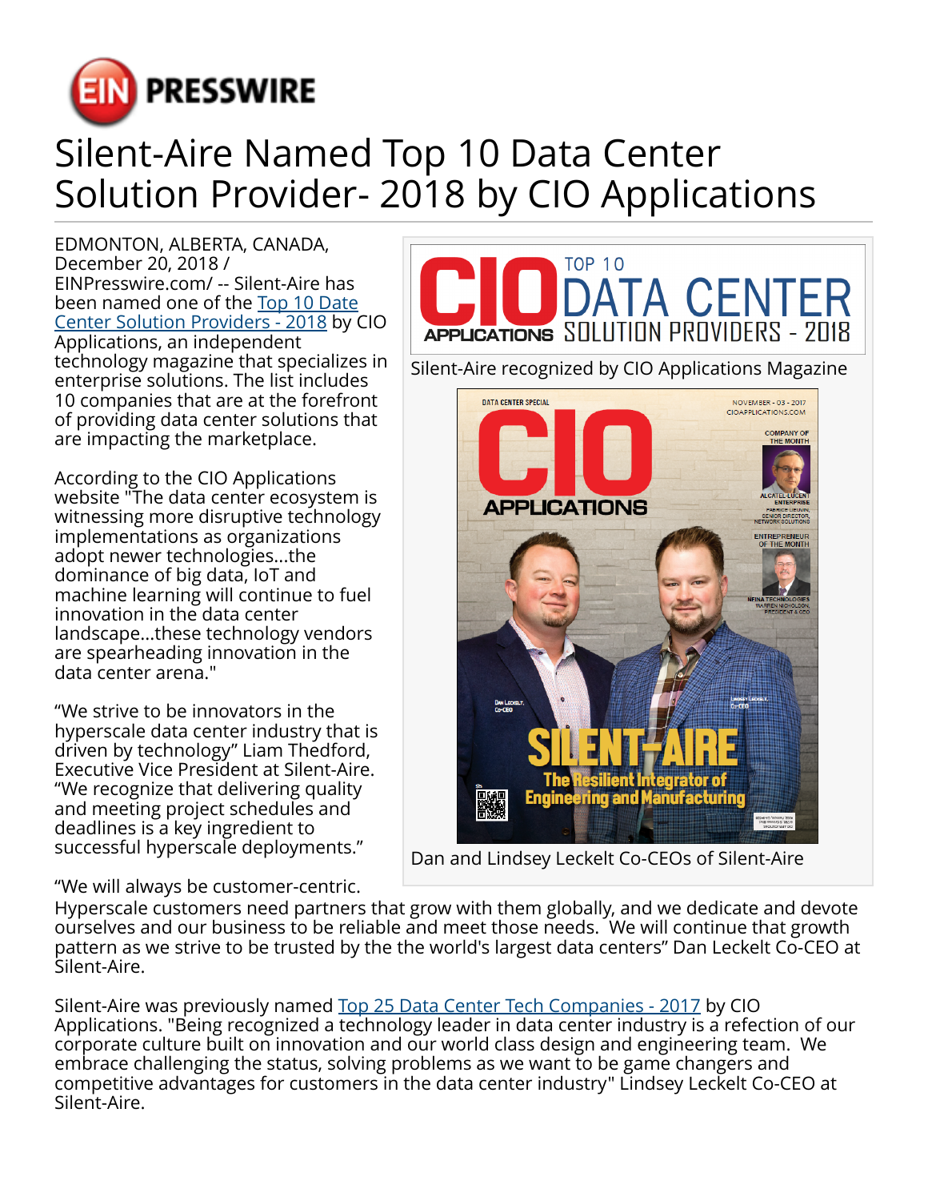# Silent-Aire Named Top 10 Data Center Solution Provider- 2018 by CIO Applications

EDMONTON, ALBERTA, CANADA, December 20, 2018 / EINPresswire.com/ -- Silent-Aire has been named one of the Top 10 Date Center Solution Providers - 2018 by CIO Applications, an independent technology magazine that specializes in enterprise solutions. The list includes 10 companies that are at the forefront of providing data center solutions that are impacting the marketplace.

Silent-Aire recognized by CIO Applications Magazine

Dan and Lindsey Leckelt Co-CEOs of Silent-Aire

According to the CIO Applications website "The data center ecosystem is witnessing more disruptive technology implementations as organizations adopt newer technologies...the dominance of big data, IoT and machine learning will continue to fuel innovation in the data center landscape...these technology vendors are spearheading innovation in the data center arena."

“We strive to be innovators in the hyperscale data center industry that is driven by technology” Liam Thedford, Executive Vice President at Silent-Aire. “We recognize that delivering quality and meeting project schedules and deadlines is a key ingredient to successful hyperscale deployments.”

“We will always be customer-centric. Hyperscale customers need partners that grow with them globally, and we dedicate and devote ourselves and our business to be reliable and meet those needs. We will continue that growth pattern as we strive to be trusted by the the world's largest data centers” Dan Leckelt Co-CEO at Silent-Aire.

Silent-Aire was previously named Top 25 Data Center Tech Companies - 2017 by CIO Applications. "Being recognized a technology leader in data center industry is a refection of our corporate culture built on innovation and our world class design and engineering team. We embrace challenging the status, solving problems as we want to be game changers and competitive advantages for customers in the data center industry" Lindsey Leckelt Co-CEO at Silent-Aire.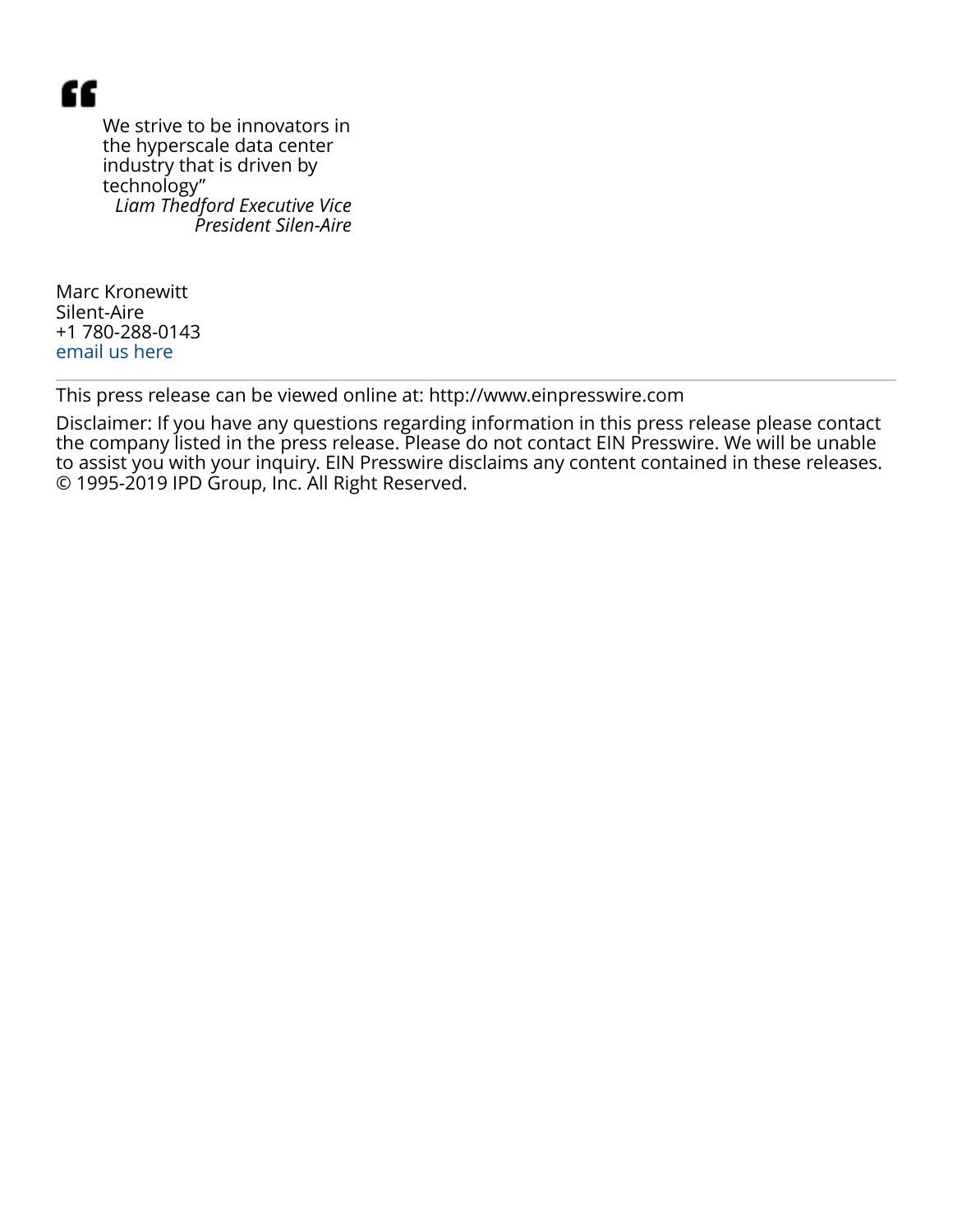> We strive to be innovators in the hyperscale data center industry that is driven by technology”
>
> *Liam Thedford Executive Vice President Silen-Aire*

Marc Kronewitt
Silent-Aire
+1 780-288-0143
email us here

---

This press release can be viewed online at: http://www.einpresswire.com

Disclaimer: If you have any questions regarding information in this press release please contact the company listed in the press release. Please do not contact EIN Presswire. We will be unable to assist you with your inquiry. EIN Presswire disclaims any content contained in these releases. © 1995-2019 IPD Group, Inc. All Right Reserved.